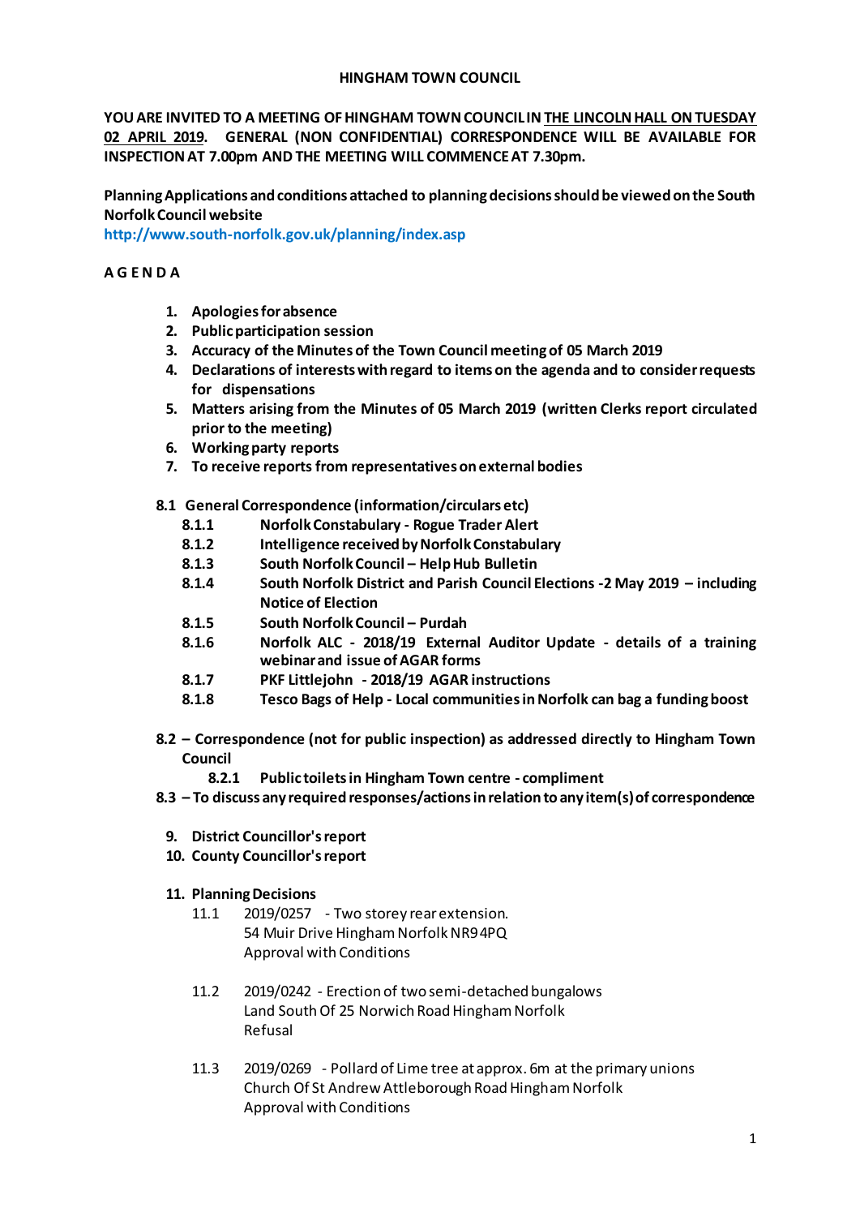**HINGHAM TOWN COUNCIL**

**YOU ARE INVITED TO A MEETING OF HINGHAM TOWN COUNCIL IN THE LINCOLN HALL ON TUESDAY 02 APRIL 2019. GENERAL (NON CONFIDENTIAL) CORRESPONDENCE WILL BE AVAILABLE FOR INSPECTION AT 7.00pm AND THE MEETING WILL COMMENCE AT 7.30pm.**

**Planning Applications and conditions attached to planning decisions should be viewed on the South Norfolk Council website**
**http://www.south-norfolk.gov.uk/planning/index.asp**

**A G E N D A**

1. **Apologies for absence**
2. **Public participation session**
3. **Accuracy of the Minutes of the Town Council meeting of 05 March 2019**
4. **Declarations of interests with regard to items on the agenda and to consider requests for dispensations**
5. **Matters arising from the Minutes of 05 March 2019 (written Clerks report circulated prior to the meeting)**
6. **Working party reports**
7. **To receive reports from representatives on external bodies**

**8.1 General Correspondence (information/circulars etc)**

- **8.1.1** **Norfolk Constabulary - Rogue Trader Alert**
- **8.1.2** **Intelligence received by Norfolk Constabulary**
- **8.1.3** **South Norfolk Council – Help Hub Bulletin**
- **8.1.4** **South Norfolk District and Parish Council Elections -2 May 2019 – including Notice of Election**
- **8.1.5** **South Norfolk Council – Purdah**
- **8.1.6** **Norfolk ALC - 2018/19 External Auditor Update - details of a training webinar and issue of AGAR forms**
- **8.1.7** **PKF Littlejohn - 2018/19 AGAR instructions**
- **8.1.8** **Tesco Bags of Help - Local communities in Norfolk can bag a funding boost**

**8.2 – Correspondence (not for public inspection) as addressed directly to Hingham Town Council**

- **8.2.1** **Public toilets in Hingham Town centre - compliment**

**8.3 – To discuss any required responses/actions in relation to any item(s) of correspondence**

9. **District Councillor's report**
10. **County Councillor's report**
11. **Planning Decisions**

    11.1 2019/0257 - Two storey rear extension.
    54 Muir Drive Hingham Norfolk NR9 4PQ
    Approval with Conditions

    11.2 2019/0242 - Erection of two semi-detached bungalows
    Land South Of 25 Norwich Road Hingham Norfolk
    Refusal

    11.3 2019/0269 - Pollard of Lime tree at approx. 6m at the primary unions
    Church Of St Andrew Attleborough Road Hingham Norfolk
    Approval with Conditions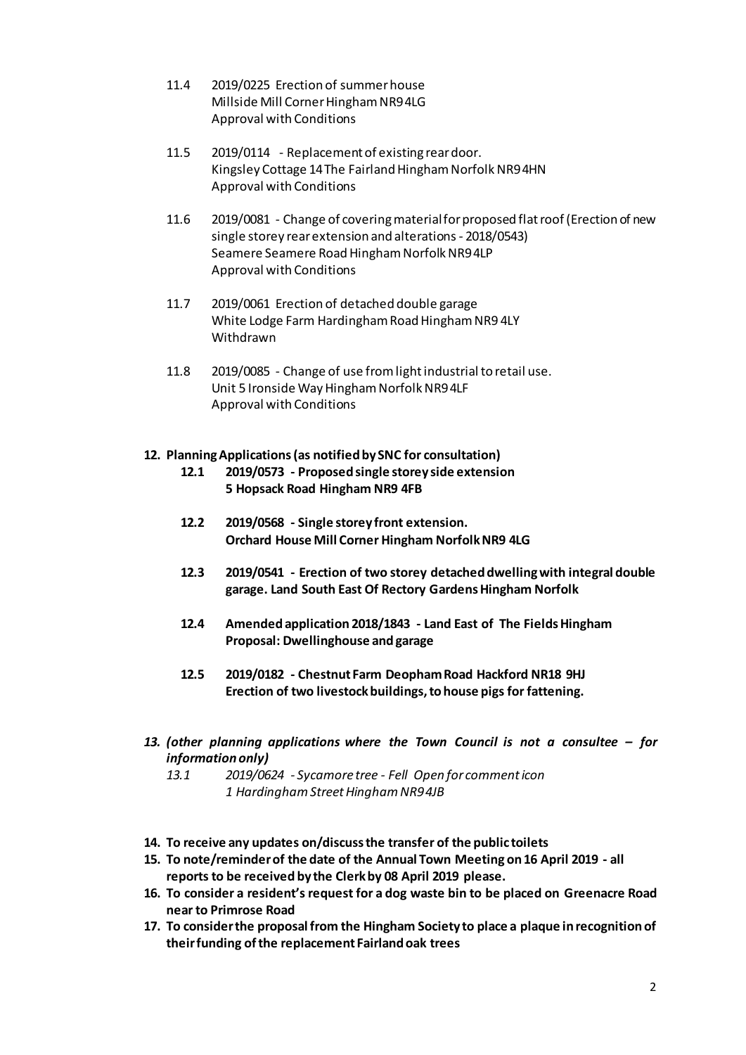11.4 2019/0225 Erection of summer house
Millside Mill Corner Hingham NR9 4LG
Approval with Conditions

11.5 2019/0114 - Replacement of existing rear door.
Kingsley Cottage 14 The Fairland Hingham Norfolk NR9 4HN
Approval with Conditions

11.6 2019/0081 - Change of covering material for proposed flat roof (Erection of new single storey rear extension and alterations - 2018/0543)
Seamere Seamere Road Hingham Norfolk NR9 4LP
Approval with Conditions

11.7 2019/0061 Erection of detached double garage
White Lodge Farm Hardingham Road Hingham NR9 4LY
Withdrawn

11.8 2019/0085 - Change of use from light industrial to retail use.
Unit 5 Ironside Way Hingham Norfolk NR9 4LF
Approval with Conditions

**12. Planning Applications (as notified by SNC for consultation)**

**12.1 2019/0573 - Proposed single storey side extension**
**5 Hopsack Road Hingham NR9 4FB**

**12.2 2019/0568 - Single storey front extension.**
**Orchard House Mill Corner Hingham Norfolk NR9 4LG**

**12.3 2019/0541 - Erection of two storey detached dwelling with integral double garage. Land South East Of Rectory Gardens Hingham Norfolk**

**12.4 Amended application 2018/1843 - Land East of The Fields Hingham**
**Proposal: Dwellinghouse and garage**

**12.5 2019/0182 - Chestnut Farm Deopham Road Hackford NR18 9HJ**
**Erection of two livestock buildings, to house pigs for fattening.**

***13. (other planning applications where the Town Council is not a consultee – for information only)***

*13.1 2019/0624 - Sycamore tree - Fell Open for comment icon*
*1 Hardingham Street Hingham NR9 4JB*

**14. To receive any updates on/discuss the transfer of the public toilets**

**15. To note/reminder of the date of the Annual Town Meeting on 16 April 2019 - all reports to be received by the Clerk by 08 April 2019 please.**

**16. To consider a resident's request for a dog waste bin to be placed on Greenacre Road near to Primrose Road**

**17. To consider the proposal from the Hingham Society to place a plaque in recognition of their funding of the replacement Fairland oak trees**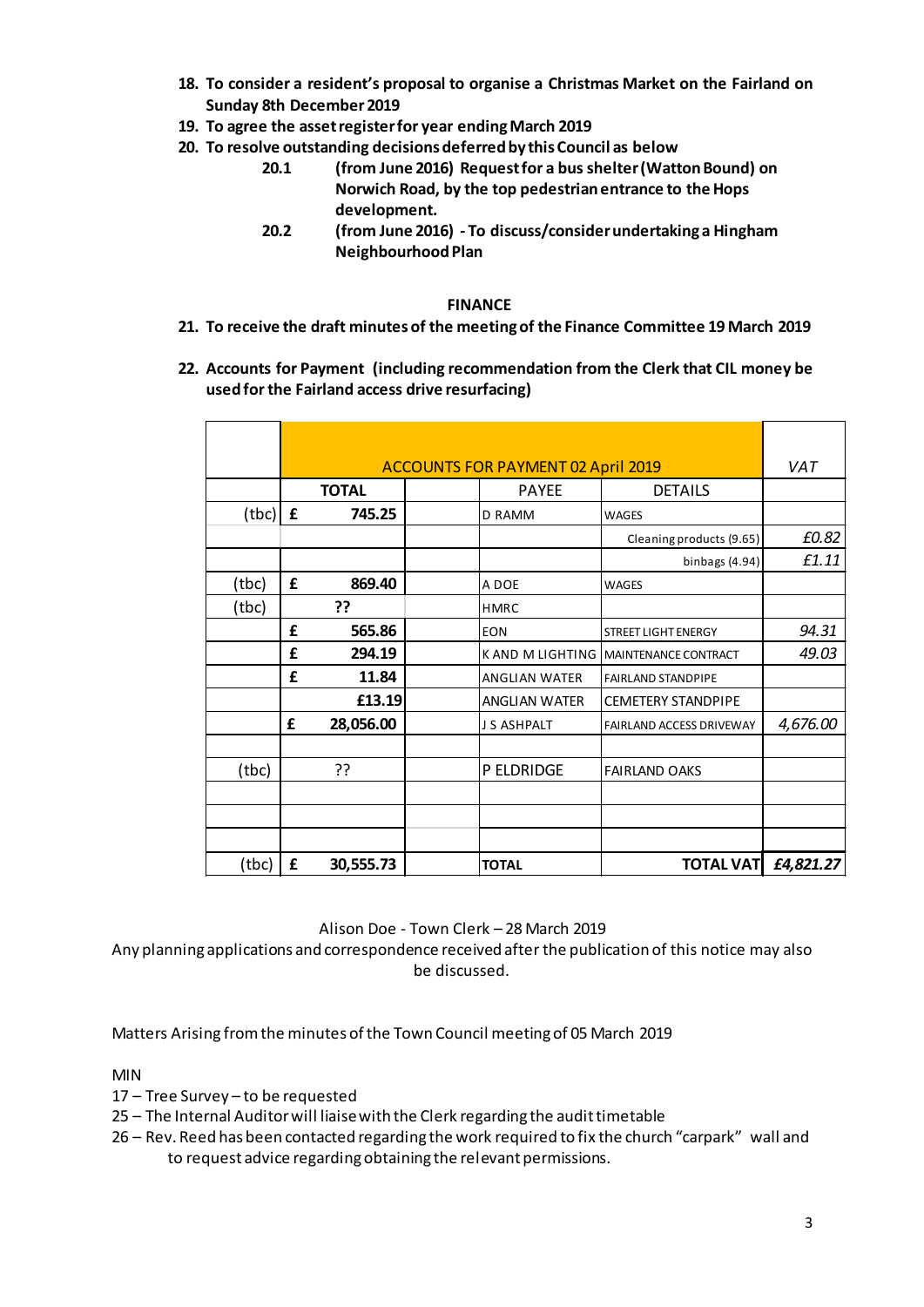18. **To consider a resident's proposal to organise a Christmas Market on the Fairland on Sunday 8th December 2019**
19. **To agree the asset register for year ending March 2019**
20. **To resolve outstanding decisions deferred by this Council as below**
    - **20.1** **(from June 2016) Request for a bus shelter (Watton Bound) on Norwich Road, by the top pedestrian entrance to the Hops development.**
    - **20.2** **(from June 2016) - To discuss/consider undertaking a Hingham Neighbourhood Plan**

**FINANCE**

21. **To receive the draft minutes of the meeting of the Finance Committee 19 March 2019**

22. **Accounts for Payment (including recommendation from the Clerk that CIL money be used for the Fairland access drive resurfacing)**

| | | | | | | VAT |
|---|---|---|---|---|---|---|
| | ACCOUNTS FOR PAYMENT 02 April 2019 | | | | | |
| | **TOTAL** | | | PAYEE | DETAILS | |
| (tbc) | £ | **745.25** | | D RAMM | WAGES | |
| | | | | | Cleaning products (9.65) | *£0.82* |
| | | | | | binbags (4.94) | *£1.11* |
| (tbc) | £ | **869.40** | | A DOE | WAGES | |
| (tbc) | | **??** | | HMRC | | |
| | £ | **565.86** | | EON | STREET LIGHT ENERGY | *94.31* |
| | £ | **294.19** | | K AND M LIGHTING | MAINTENANCE CONTRACT | *49.03* |
| | £ | **11.84** | | ANGLIAN WATER | FAIRLAND STANDPIPE | |
| | | **£13.19** | | ANGLIAN WATER | CEMETERY STANDPIPE | |
| | £ | **28,056.00** | | J S ASHPALT | FAIRLAND ACCESS DRIVEWAY | *4,676.00* |
| | | | | | | |
| (tbc) | | ?? | | P ELDRIDGE | FAIRLAND OAKS | |
| | | | | | | |
| | | | | | | |
| | | | | | | |
| (tbc) | £ | **30,555.73** | | **TOTAL** | **TOTAL VAT** | ***£4,821.27*** |

Alison Doe - Town Clerk – 28 March 2019

Any planning applications and correspondence received after the publication of this notice may also be discussed.

Matters Arising from the minutes of the Town Council meeting of 05 March 2019

MIN

17 – Tree Survey – to be requested

25 – The Internal Auditor will liaise with the Clerk regarding the audit timetable

26 – Rev. Reed has been contacted regarding the work required to fix the church "carpark" wall and to request advice regarding obtaining the relevant permissions.